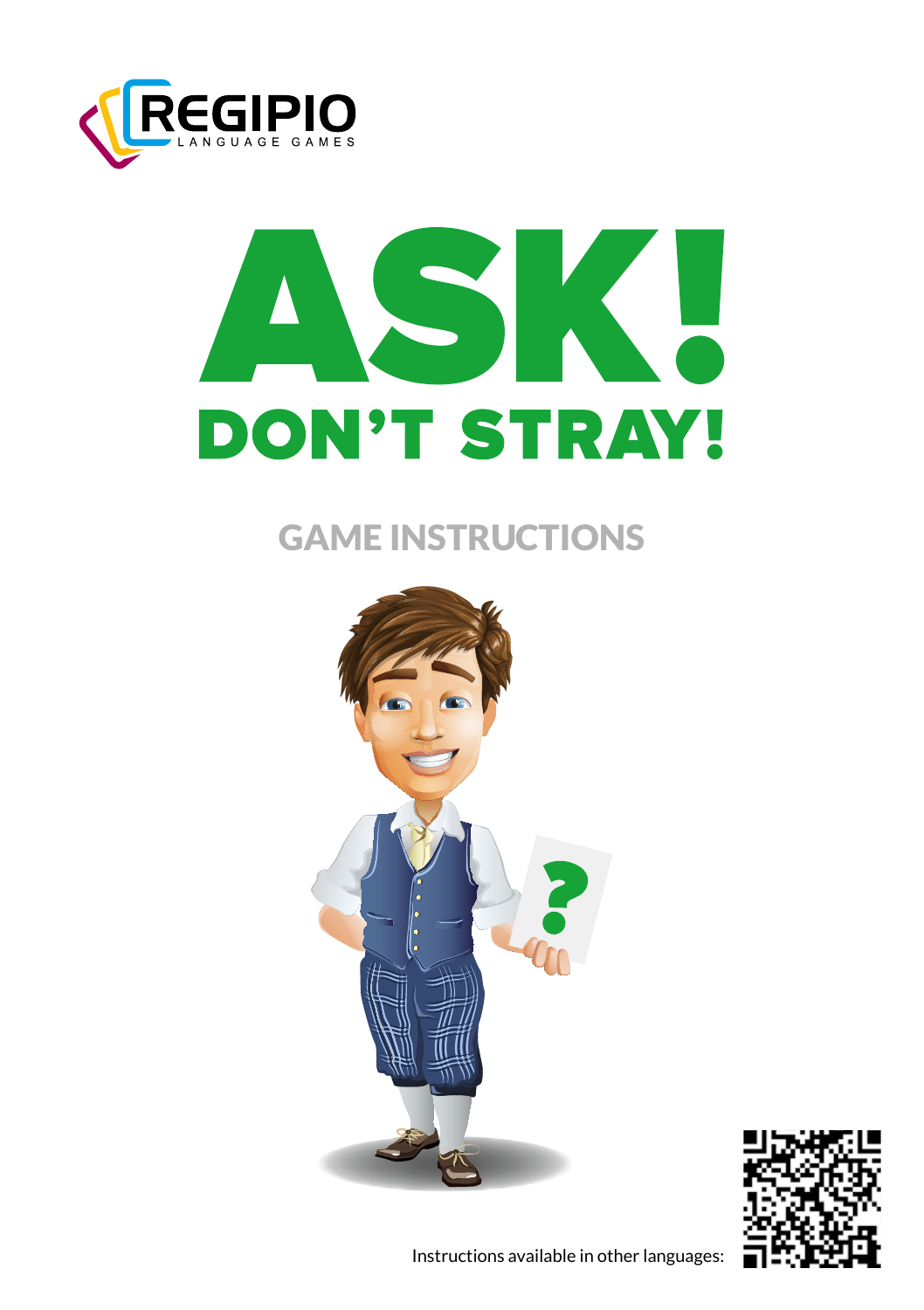REGIPIO

LANGUAGE GAMES

# ASK!

## DON'T STRAY!

### GAME INSTRUCTIONS

Instructions available in other languages: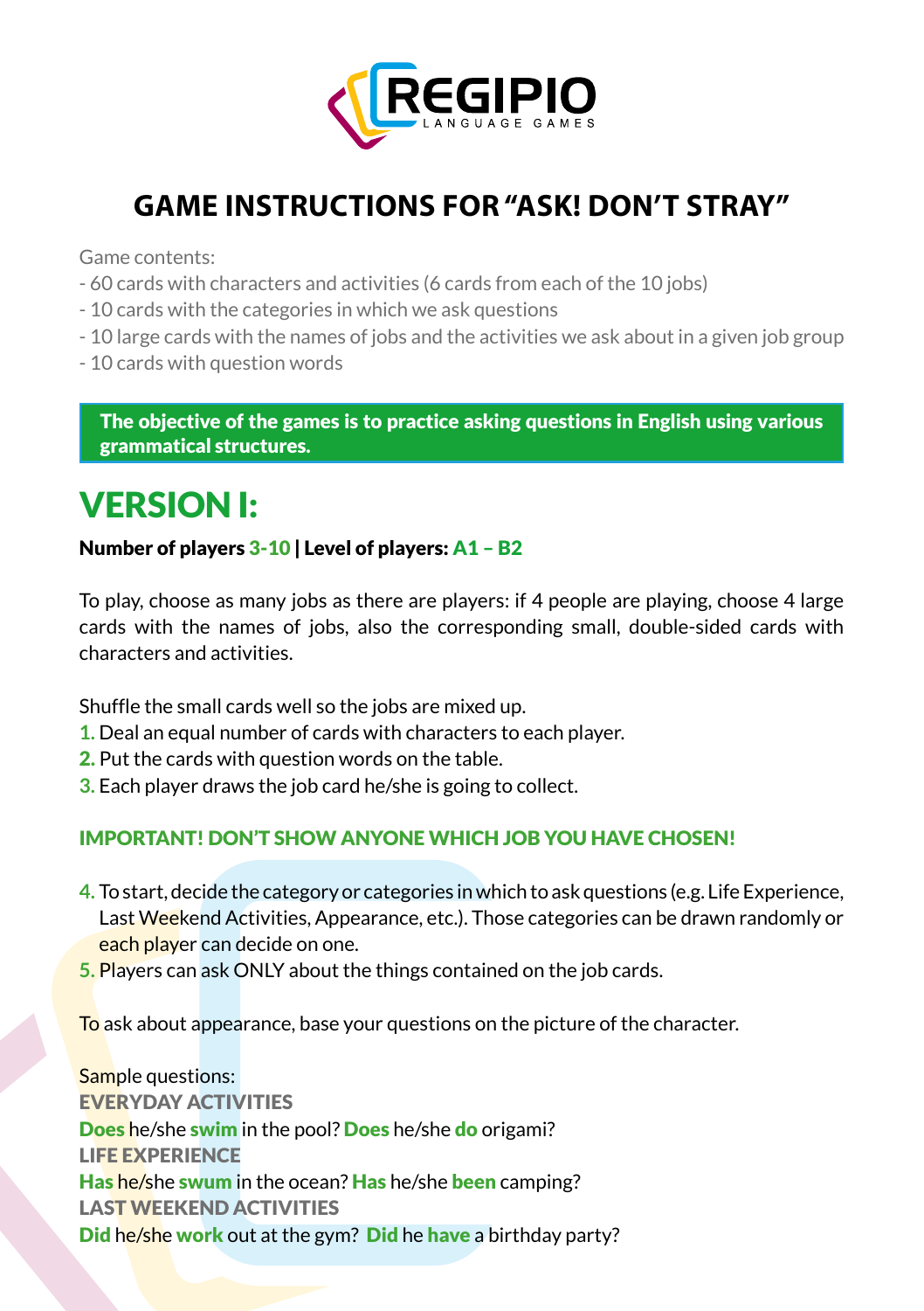# GAME INSTRUCTIONS FOR "ASK! DON'T STRAY"

Game contents:

- 60 cards with characters and activities (6 cards from each of the 10 jobs)
- 10 cards with the categories in which we ask questions
- 10 large cards with the names of jobs and the activities we ask about in a given job group
- 10 cards with question words

**The objective of the games is to practice asking questions in English using various grammatical structures.**

## VERSION I:

**Number of players 3-10 | Level of players: A1 – B2**

To play, choose as many jobs as there are players: if 4 people are playing, choose 4 large cards with the names of jobs, also the corresponding small, double-sided cards with characters and activities.

Shuffle the small cards well so the jobs are mixed up.

1. Deal an equal number of cards with characters to each player.
2. Put the cards with question words on the table.
3. Each player draws the job card he/she is going to collect.

**IMPORTANT! DON'T SHOW ANYONE WHICH JOB YOU HAVE CHOSEN!**

4. To start, decide the category or categories in which to ask questions (e.g. Life Experience, Last Weekend Activities, Appearance, etc.). Those categories can be drawn randomly or each player can decide on one.
5. Players can ask ONLY about the things contained on the job cards.

To ask about appearance, base your questions on the picture of the character.

Sample questions:

**EVERYDAY ACTIVITIES**

**Does** he/she **swim** in the pool? **Does** he/she **do** origami?

**LIFE EXPERIENCE**

**Has** he/she **swum** in the ocean? **Has** he/she **been** camping?

**LAST WEEKEND ACTIVITIES**

**Did** he/she **work** out at the gym? **Did** he **have** a birthday party?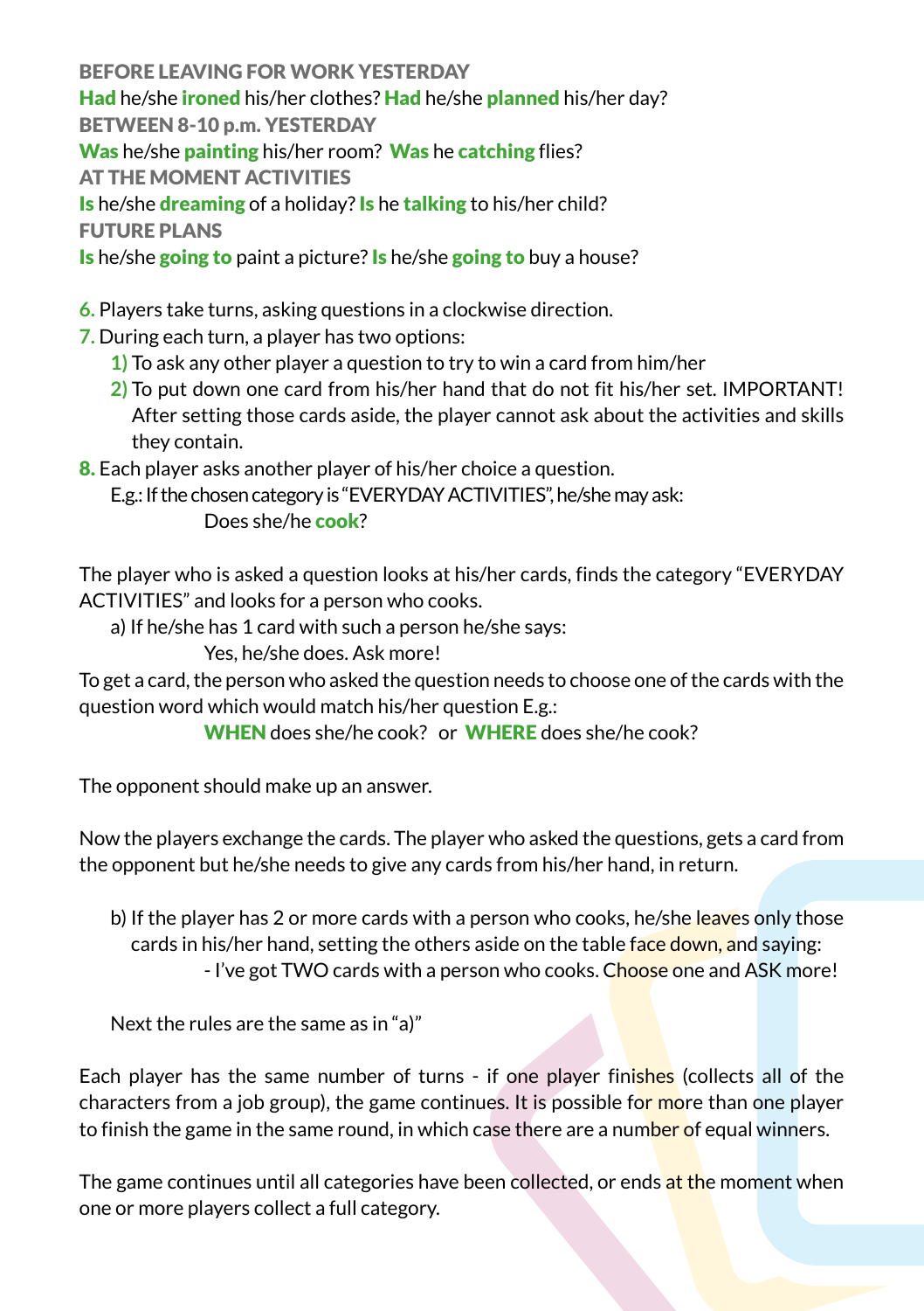**BEFORE LEAVING FOR WORK YESTERDAY**

**Had** he/she **ironed** his/her clothes? **Had** he/she **planned** his/her day?

**BETWEEN 8-10 p.m. YESTERDAY**

**Was** he/she **painting** his/her room? **Was** he **catching** flies?

**AT THE MOMENT ACTIVITIES**

**Is** he/she **dreaming** of a holiday? **Is** he **talking** to his/her child?

**FUTURE PLANS**

**Is** he/she **going to** paint a picture? **Is** he/she **going to** buy a house?

6. Players take turns, asking questions in a clockwise direction.
7. During each turn, a player has two options:
   1) To ask any other player a question to try to win a card from him/her
   2) To put down one card from his/her hand that do not fit his/her set. IMPORTANT! After setting those cards aside, the player cannot ask about the activities and skills they contain.
8. Each player asks another player of his/her choice a question.
   E.g.: If the chosen category is "EVERYDAY ACTIVITIES", he/she may ask:
   
   Does she/he **cook**?

The player who is asked a question looks at his/her cards, finds the category "EVERYDAY ACTIVITIES" and looks for a person who cooks.

a) If he/she has 1 card with such a person he/she says:

Yes, he/she does. Ask more!

To get a card, the person who asked the question needs to choose one of the cards with the question word which would match his/her question E.g.:

**WHEN** does she/he cook? or **WHERE** does she/he cook?

The opponent should make up an answer.

Now the players exchange the cards. The player who asked the questions, gets a card from the opponent but he/she needs to give any cards from his/her hand, in return.

b) If the player has 2 or more cards with a person who cooks, he/she leaves only those cards in his/her hand, setting the others aside on the table face down, and saying:

- I've got TWO cards with a person who cooks. Choose one and ASK more!

Next the rules are the same as in "a)"

Each player has the same number of turns - if one player finishes (collects all of the characters from a job group), the game continues. It is possible for more than one player to finish the game in the same round, in which case there are a number of equal winners.

The game continues until all categories have been collected, or ends at the moment when one or more players collect a full category.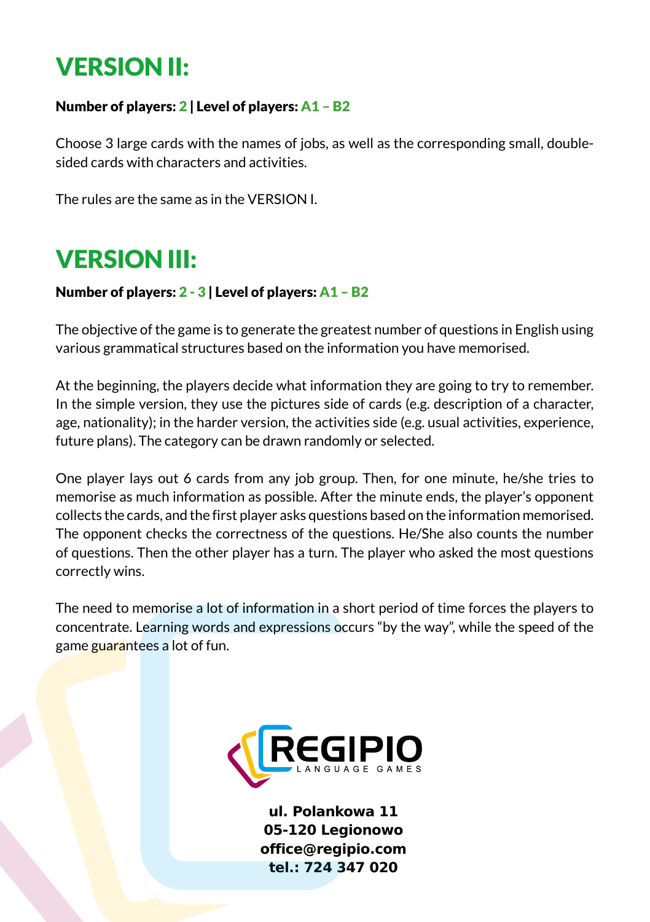# VERSION II:

**Number of players: 2 | Level of players: A1 – B2**

Choose 3 large cards with the names of jobs, as well as the corresponding small, double-sided cards with characters and activities.

The rules are the same as in the VERSION I.

# VERSION III:

**Number of players: 2 - 3 | Level of players: A1 – B2**

The objective of the game is to generate the greatest number of questions in English using various grammatical structures based on the information you have memorised.

At the beginning, the players decide what information they are going to try to remember. In the simple version, they use the pictures side of cards (e.g. description of a character, age, nationality); in the harder version, the activities side (e.g. usual activities, experience, future plans). The category can be drawn randomly or selected.

One player lays out 6 cards from any job group. Then, for one minute, he/she tries to memorise as much information as possible. After the minute ends, the player's opponent collects the cards, and the first player asks questions based on the information memorised. The opponent checks the correctness of the questions. He/She also counts the number of questions. Then the other player has a turn. The player who asked the most questions correctly wins.

The need to memorise a lot of information in a short period of time forces the players to concentrate. Learning words and expressions occurs "by the way", while the speed of the game guarantees a lot of fun.

REGIPIO
LANGUAGE GAMES

**ul. Polankowa 11**
**05-120 Legionowo**
**office@regipio.com**
**tel.: 724 347 020**